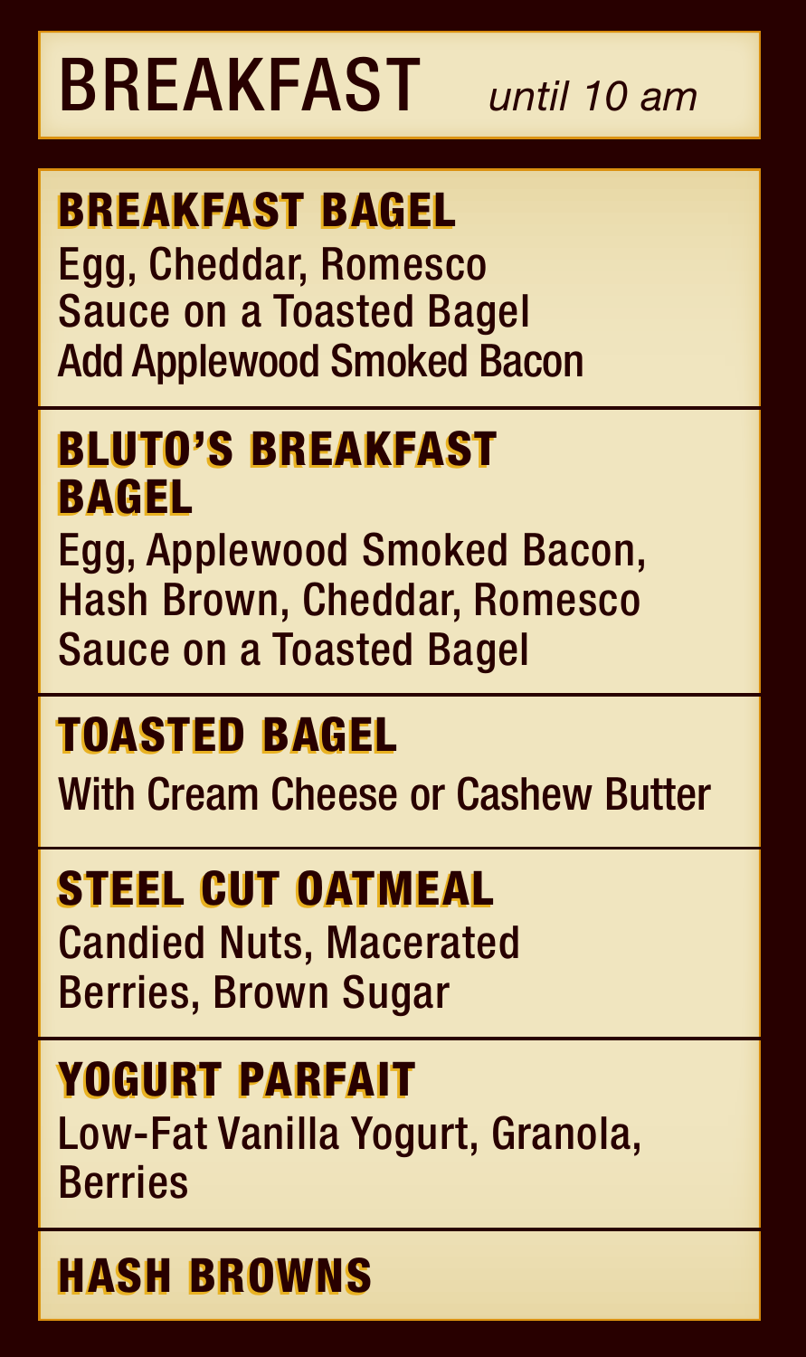# BREAKFAST *until 10 am*

## BREAKFAST BAGEL

Egg, Cheddar, Romesco Sauce on a Toasted Bagel
Add Applewood Smoked Bacon

## BLUTO'S BREAKFAST BAGEL

Egg, Applewood Smoked Bacon, Hash Brown, Cheddar, Romesco Sauce on a Toasted Bagel

## TOASTED BAGEL

With Cream Cheese or Cashew Butter

## STEEL CUT OATMEAL

Candied Nuts, Macerated Berries, Brown Sugar

## YOGURT PARFAIT

Low-Fat Vanilla Yogurt, Granola, Berries

## HASH BROWNS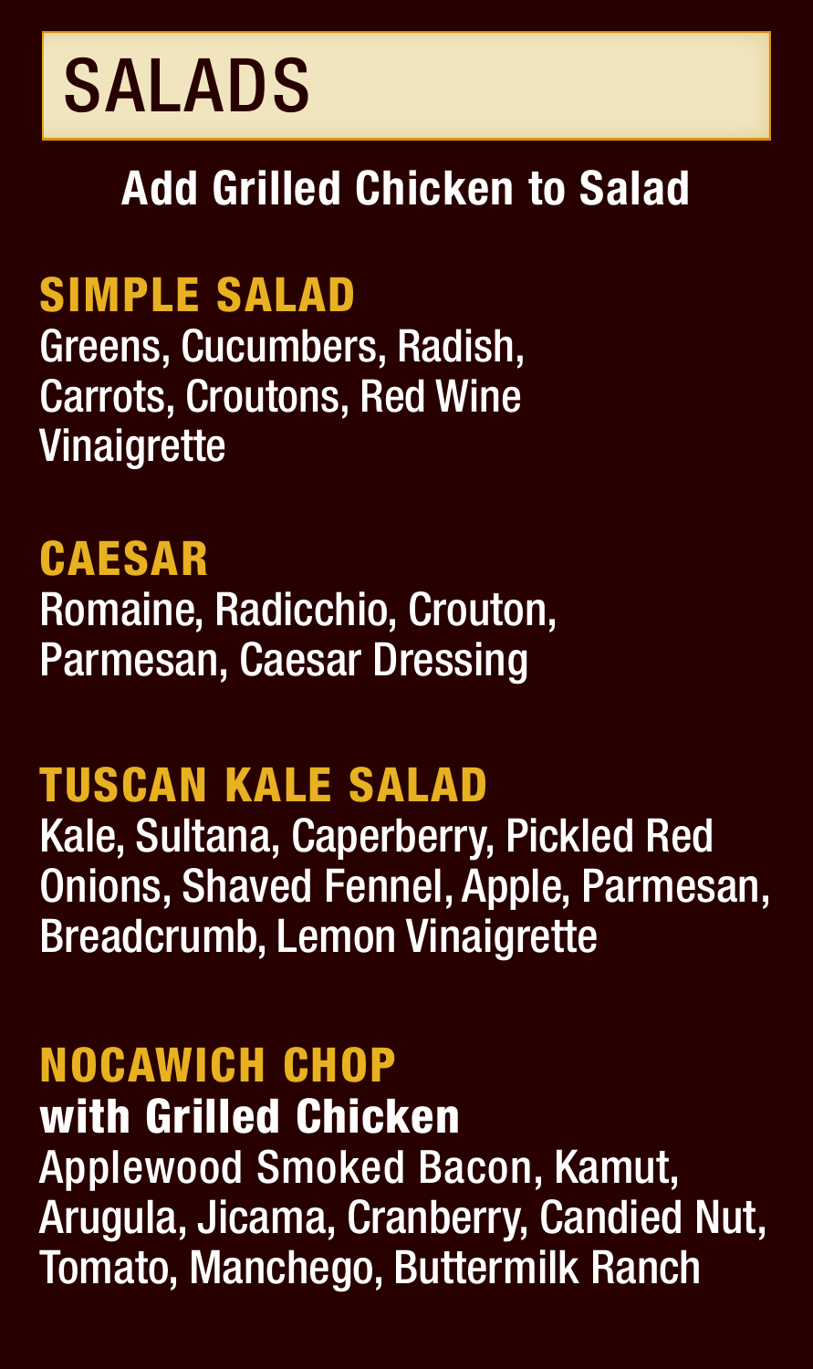# SALADS

**Add Grilled Chicken to Salad**

## SIMPLE SALAD

Greens, Cucumbers, Radish, Carrots, Croutons, Red Wine Vinaigrette

## CAESAR

Romaine, Radicchio, Crouton, Parmesan, Caesar Dressing

## TUSCAN KALE SALAD

Kale, Sultana, Caperberry, Pickled Red Onions, Shaved Fennel, Apple, Parmesan, Breadcrumb, Lemon Vinaigrette

## NOCAWICH CHOP

**with Grilled Chicken**

Applewood Smoked Bacon, Kamut, Arugula, Jicama, Cranberry, Candied Nut, Tomato, Manchego, Buttermilk Ranch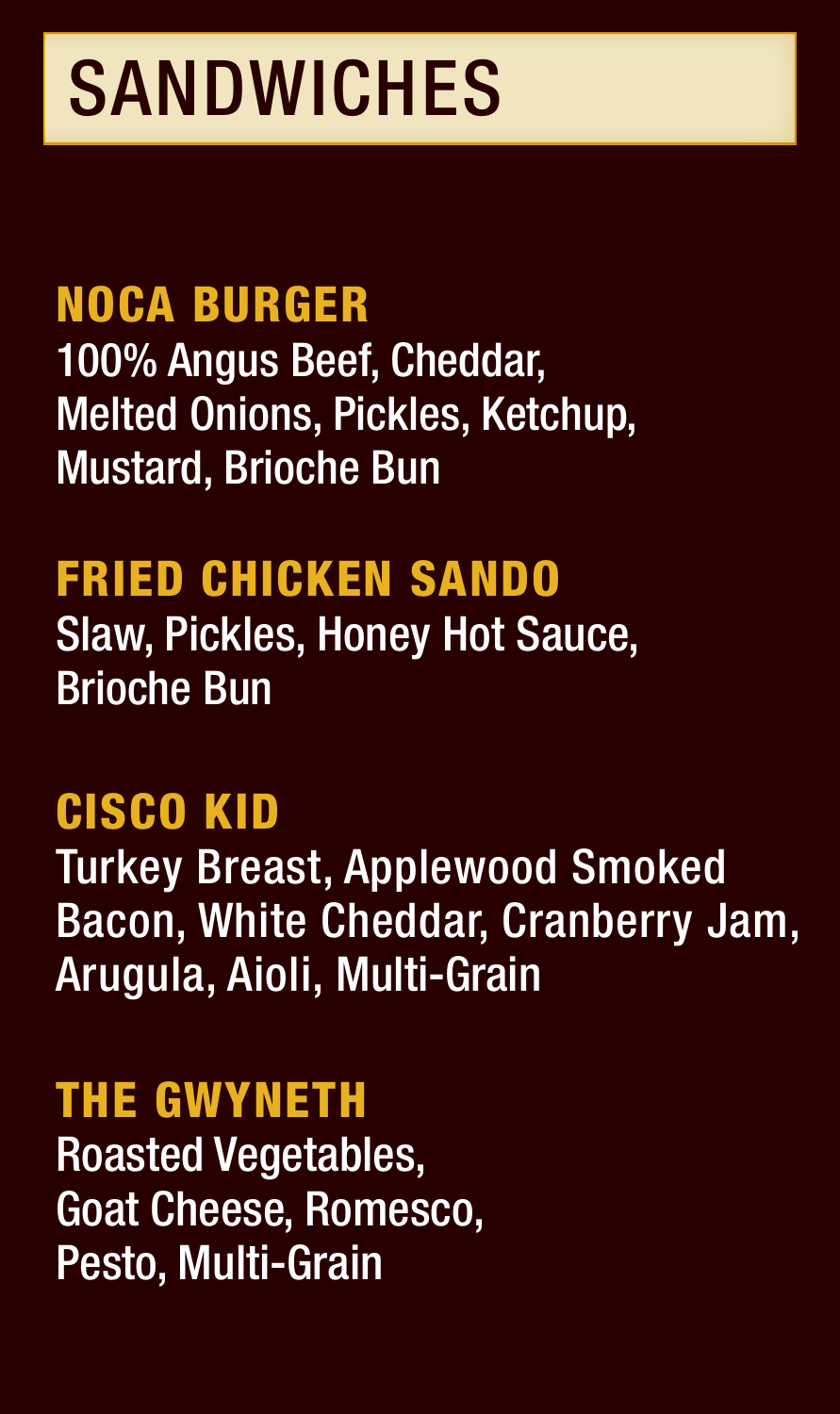# SANDWICHES

## NOCA BURGER

100% Angus Beef, Cheddar, Melted Onions, Pickles, Ketchup, Mustard, Brioche Bun

## FRIED CHICKEN SANDO

Slaw, Pickles, Honey Hot Sauce, Brioche Bun

## CISCO KID

Turkey Breast, Applewood Smoked Bacon, White Cheddar, Cranberry Jam, Arugula, Aioli, Multi-Grain

## THE GWYNETH

Roasted Vegetables, Goat Cheese, Romesco, Pesto, Multi-Grain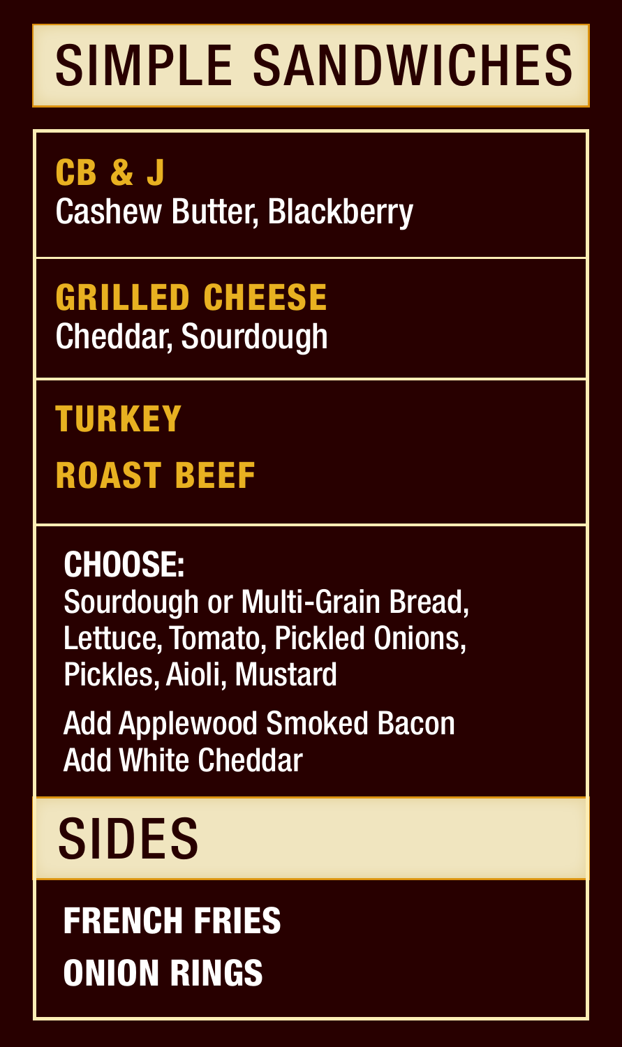# SIMPLE SANDWICHES

### CB & J
Cashew Butter, Blackberry

### GRILLED CHEESE
Cheddar, Sourdough

### TURKEY

### ROAST BEEF

**CHOOSE:**
Sourdough or Multi-Grain Bread,
Lettuce, Tomato, Pickled Onions,
Pickles, Aioli, Mustard

Add Applewood Smoked Bacon
Add White Cheddar

# SIDES

### FRENCH FRIES

### ONION RINGS